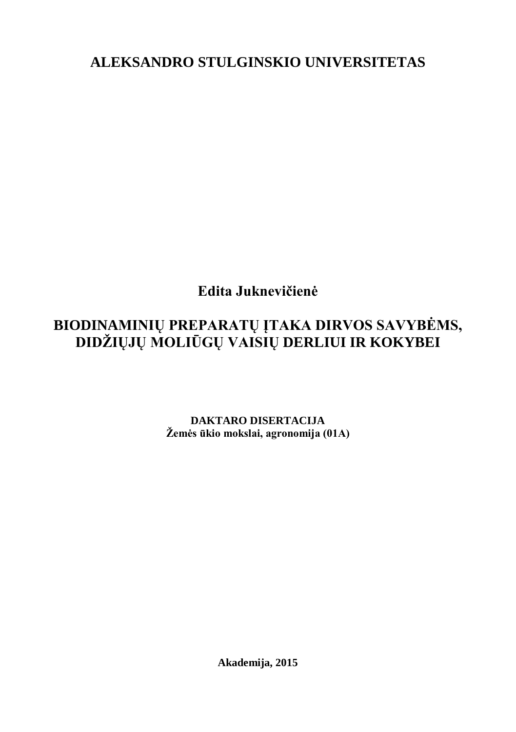**ALEKSANDRO STULGINSKIO UNIVERSITETAS**

**Edita Juknevičienė**

# BIODINAMINIŲ PREPARATŲ ĮTAKA DIRVOS SAVYBĖMS, DIDŽIŲJŲ MOLIŪGŲ VAISIŲ DERLIUI IR KOKYBEI

**DAKTARO DISERTACIJA**
**Žemės ūkio mokslai, agronomija (01A)**

**Akademija, 2015**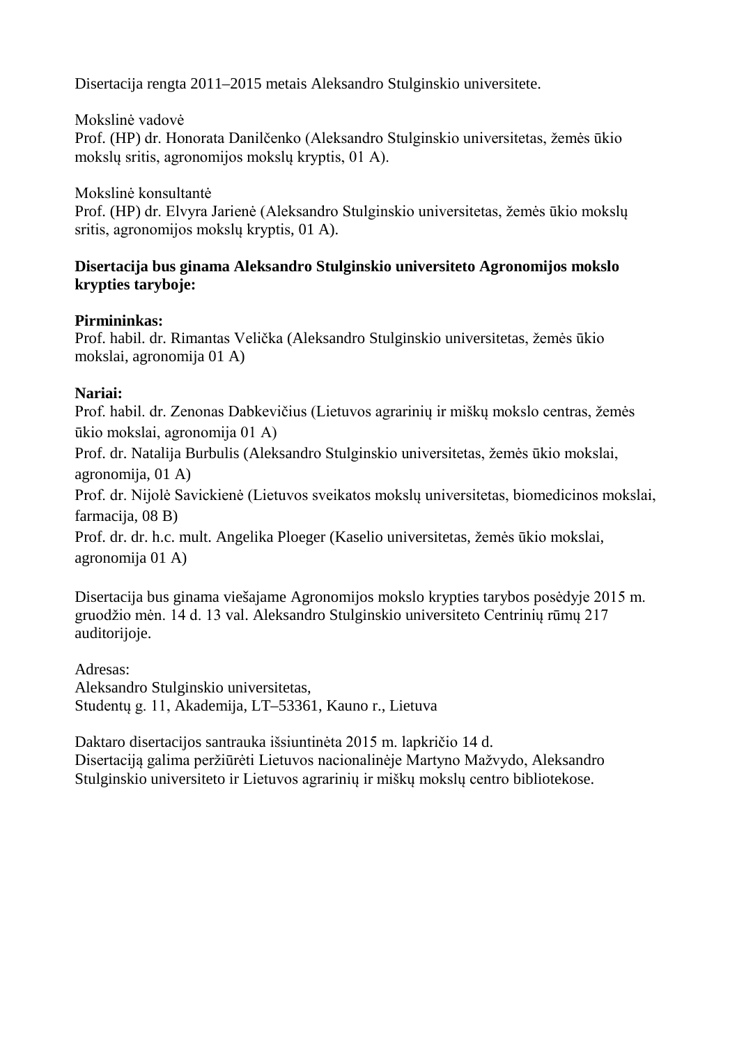Disertacija rengta 2011–2015 metais Aleksandro Stulginskio universitete.

Mokslinė vadovė
Prof. (HP) dr. Honorata Danilčenko (Aleksandro Stulginskio universitetas, žemės ūkio mokslų sritis, agronomijos mokslų kryptis, 01 A).

Mokslinė konsultantė
Prof. (HP) dr. Elvyra Jarienė (Aleksandro Stulginskio universitetas, žemės ūkio mokslų sritis, agronomijos mokslų kryptis, 01 A).

**Disertacija bus ginama Aleksandro Stulginskio universiteto Agronomijos mokslo krypties taryboje:**

**Pirmininkas:**
Prof. habil. dr. Rimantas Velička (Aleksandro Stulginskio universitetas, žemės ūkio mokslai, agronomija 01 A)

**Nariai:**
Prof. habil. dr. Zenonas Dabkevičius (Lietuvos agrarinių ir miškų mokslo centras, žemės ūkio mokslai, agronomija 01 A)
Prof. dr. Natalija Burbulis (Aleksandro Stulginskio universitetas, žemės ūkio mokslai, agronomija, 01 A)
Prof. dr. Nijolė Savickienė (Lietuvos sveikatos mokslų universitetas, biomedicinos mokslai, farmacija, 08 B)
Prof. dr. dr. h.c. mult. Angelika Ploeger (Kaselio universitetas, žemės ūkio mokslai, agronomija 01 A)

Disertacija bus ginama viešajame Agronomijos mokslo krypties tarybos posėdyje 2015 m. gruodžio mėn. 14 d. 13 val. Aleksandro Stulginskio universiteto Centrinių rūmų 217 auditorijoje.

Adresas:
Aleksandro Stulginskio universitetas,
Studentų g. 11, Akademija, LT–53361, Kauno r., Lietuva

Daktaro disertacijos santrauka išsiuntinėta 2015 m. lapkričio 14 d.
Disertaciją galima peržiūrėti Lietuvos nacionalinėje Martyno Mažvydo, Aleksandro Stulginskio universiteto ir Lietuvos agrarinių ir miškų mokslų centro bibliotekose.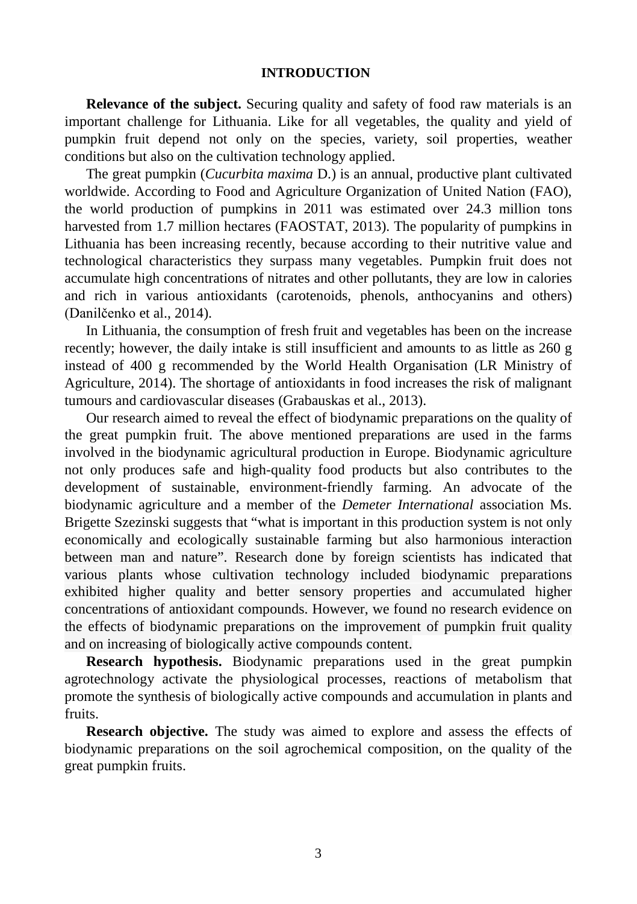## INTRODUCTION

**Relevance of the subject.** Securing quality and safety of food raw materials is an important challenge for Lithuania. Like for all vegetables, the quality and yield of pumpkin fruit depend not only on the species, variety, soil properties, weather conditions but also on the cultivation technology applied.

The great pumpkin (*Cucurbita maxima* D.) is an annual, productive plant cultivated worldwide. According to Food and Agriculture Organization of United Nation (FAO), the world production of pumpkins in 2011 was estimated over 24.3 million tons harvested from 1.7 million hectares (FAOSTAT, 2013). The popularity of pumpkins in Lithuania has been increasing recently, because according to their nutritive value and technological characteristics they surpass many vegetables. Pumpkin fruit does not accumulate high concentrations of nitrates and other pollutants, they are low in calories and rich in various antioxidants (carotenoids, phenols, anthocyanins and others) (Danilčenko et al., 2014).

In Lithuania, the consumption of fresh fruit and vegetables has been on the increase recently; however, the daily intake is still insufficient and amounts to as little as 260 g instead of 400 g recommended by the World Health Organisation (LR Ministry of Agriculture, 2014). The shortage of antioxidants in food increases the risk of malignant tumours and cardiovascular diseases (Grabauskas et al., 2013).

Our research aimed to reveal the effect of biodynamic preparations on the quality of the great pumpkin fruit. The above mentioned preparations are used in the farms involved in the biodynamic agricultural production in Europe. Biodynamic agriculture not only produces safe and high-quality food products but also contributes to the development of sustainable, environment-friendly farming. An advocate of the biodynamic agriculture and a member of the *Demeter International* association Ms. Brigette Szezinski suggests that "what is important in this production system is not only economically and ecologically sustainable farming but also harmonious interaction between man and nature". Research done by foreign scientists has indicated that various plants whose cultivation technology included biodynamic preparations exhibited higher quality and better sensory properties and accumulated higher concentrations of antioxidant compounds. However, we found no research evidence on the effects of biodynamic preparations on the improvement of pumpkin fruit quality and on increasing of biologically active compounds content.

**Research hypothesis.** Biodynamic preparations used in the great pumpkin agrotechnology activate the physiological processes, reactions of metabolism that promote the synthesis of biologically active compounds and accumulation in plants and fruits.

**Research objective.** The study was aimed to explore and assess the effects of biodynamic preparations on the soil agrochemical composition, on the quality of the great pumpkin fruits.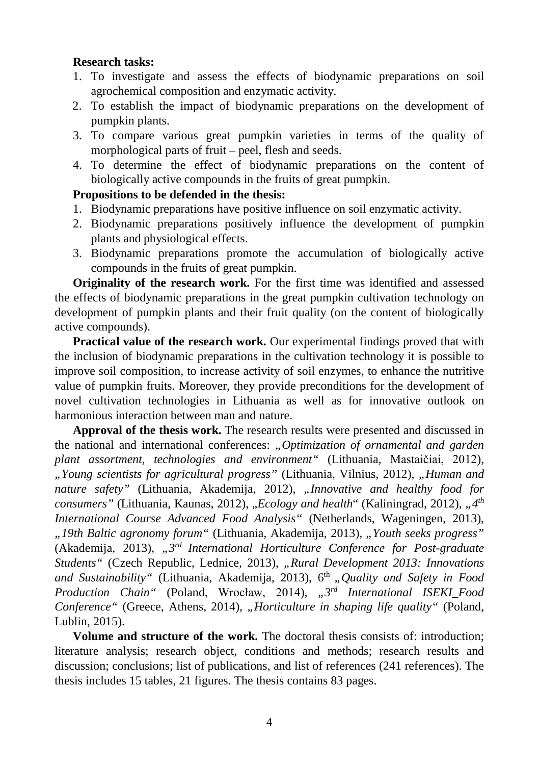**Research tasks:**

1. To investigate and assess the effects of biodynamic preparations on soil agrochemical composition and enzymatic activity.
2. To establish the impact of biodynamic preparations on the development of pumpkin plants.
3. To compare various great pumpkin varieties in terms of the quality of morphological parts of fruit – peel, flesh and seeds.
4. To determine the effect of biodynamic preparations on the content of biologically active compounds in the fruits of great pumpkin.

**Propositions to be defended in the thesis:**

1. Biodynamic preparations have positive influence on soil enzymatic activity.
2. Biodynamic preparations positively influence the development of pumpkin plants and physiological effects.
3. Biodynamic preparations promote the accumulation of biologically active compounds in the fruits of great pumpkin.

**Originality of the research work.** For the first time was identified and assessed the effects of biodynamic preparations in the great pumpkin cultivation technology on development of pumpkin plants and their fruit quality (on the content of biologically active compounds).

**Practical value of the research work.** Our experimental findings proved that with the inclusion of biodynamic preparations in the cultivation technology it is possible to improve soil composition, to increase activity of soil enzymes, to enhance the nutritive value of pumpkin fruits. Moreover, they provide preconditions for the development of novel cultivation technologies in Lithuania as well as for innovative outlook on harmonious interaction between man and nature.

**Approval of the thesis work.** The research results were presented and discussed in the national and international conferences: „*Optimization of ornamental and garden plant assortment, technologies and environment*" (Lithuania, Mastaičiai, 2012), „*Young scientists for agricultural progress*" (Lithuania, Vilnius, 2012), „*Human and nature safety*" (Lithuania, Akademija, 2012), „*Innovative and healthy food for consumers*" (Lithuania, Kaunas, 2012), „*Ecology and health*" (Kaliningrad, 2012), „*4th International Course Advanced Food Analysis*" (Netherlands, Wageningen, 2013), „*19th Baltic agronomy forum*" (Lithuania, Akademija, 2013), „*Youth seeks progress*" (Akademija, 2013), „*3rd International Horticulture Conference for Post-graduate Students*" (Czech Republic, Lednice, 2013), „*Rural Development 2013: Innovations and Sustainability*" (Lithuania, Akademija, 2013), 6th „*Quality and Safety in Food Production Chain*" (Poland, Wrocław, 2014), „*3rd International ISEKI_Food Conference*" (Greece, Athens, 2014), „*Horticulture in shaping life quality*" (Poland, Lublin, 2015).

**Volume and structure of the work.** The doctoral thesis consists of: introduction; literature analysis; research object, conditions and methods; research results and discussion; conclusions; list of publications, and list of references (241 references). The thesis includes 15 tables, 21 figures. The thesis contains 83 pages.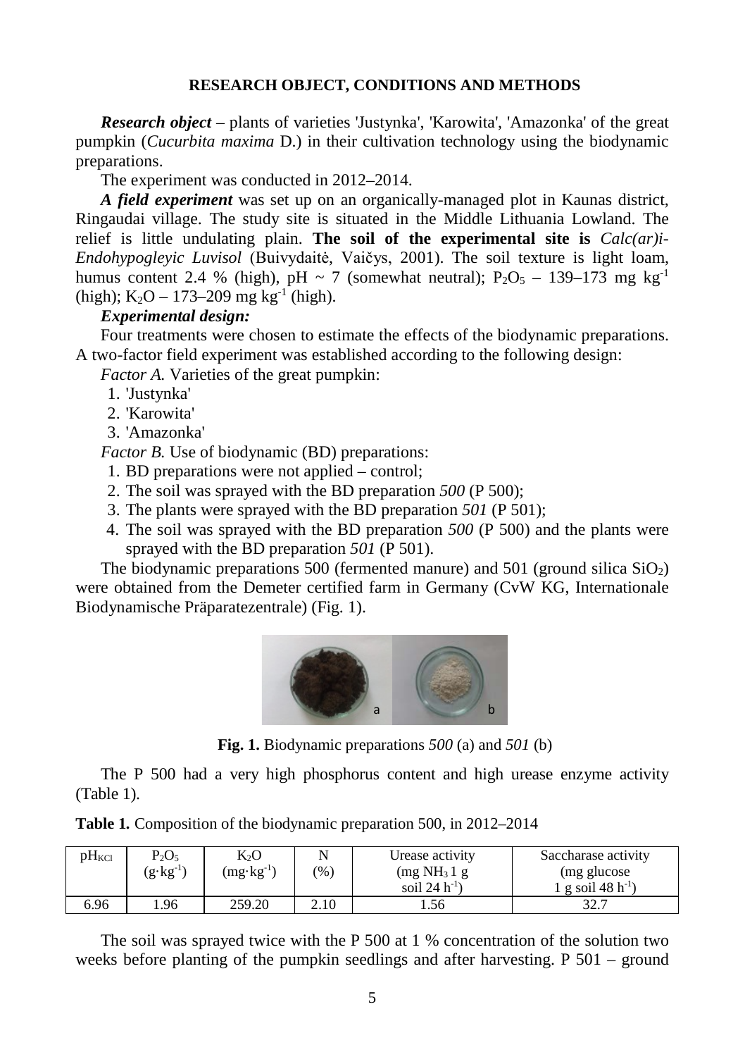## RESEARCH OBJECT, CONDITIONS AND METHODS

***Research object*** – plants of varieties 'Justynka', 'Karowita', 'Amazonka' of the great pumpkin (*Cucurbita maxima* D.) in their cultivation technology using the biodynamic preparations.

The experiment was conducted in 2012–2014.

***A field experiment*** was set up on an organically-managed plot in Kaunas district, Ringaudai village. The study site is situated in the Middle Lithuania Lowland. The relief is little undulating plain. **The soil of the experimental site is** *Calc(ar)i-Endohypogleyic Luvisol* (Buivydaitė, Vaičys, 2001). The soil texture is light loam, humus content 2.4 % (high), pH ~ 7 (somewhat neutral); $P_2O_5$ – 139–173 mg $kg^{-1}$ (high); $K_2O$ – 173–209 mg $kg^{-1}$ (high).

***Experimental design:***

Four treatments were chosen to estimate the effects of the biodynamic preparations. A two-factor field experiment was established according to the following design:

*Factor A.* Varieties of the great pumpkin:

1. 'Justynka'
2. 'Karowita'
3. 'Amazonka'

*Factor B.* Use of biodynamic (BD) preparations:

1. BD preparations were not applied – control;
2. The soil was sprayed with the BD preparation *500* (P 500);
3. The plants were sprayed with the BD preparation *501* (P 501);
4. The soil was sprayed with the BD preparation *500* (P 500) and the plants were sprayed with the BD preparation *501* (P 501).

The biodynamic preparations 500 (fermented manure) and 501 (ground silica $SiO_2$) were obtained from the Demeter certified farm in Germany (CvW KG, Internationale Biodynamische Präparatezentrale) (Fig. 1).

**Fig. 1.** Biodynamic preparations *500* (a) and *501* (b)

The P 500 had a very high phosphorus content and high urease enzyme activity (Table 1).

**Table 1.** Composition of the biodynamic preparation 500, in 2012–2014

| $pH_{KCl}$ | $P_2O_5$ ($g \cdot kg^{-1}$) | $K_2O$ ($mg \cdot kg^{-1}$) | N (%) | Urease activity (mg $NH_3$ 1 g soil 24 $h^{-1}$) | Saccharase activity (mg glucose 1 g soil 48 $h^{-1}$) |
|---|---|---|---|---|---|
| 6.96 | 1.96 | 259.20 | 2.10 | 1.56 | 32.7 |

The soil was sprayed twice with the P 500 at 1 % concentration of the solution two weeks before planting of the pumpkin seedlings and after harvesting. P 501 – ground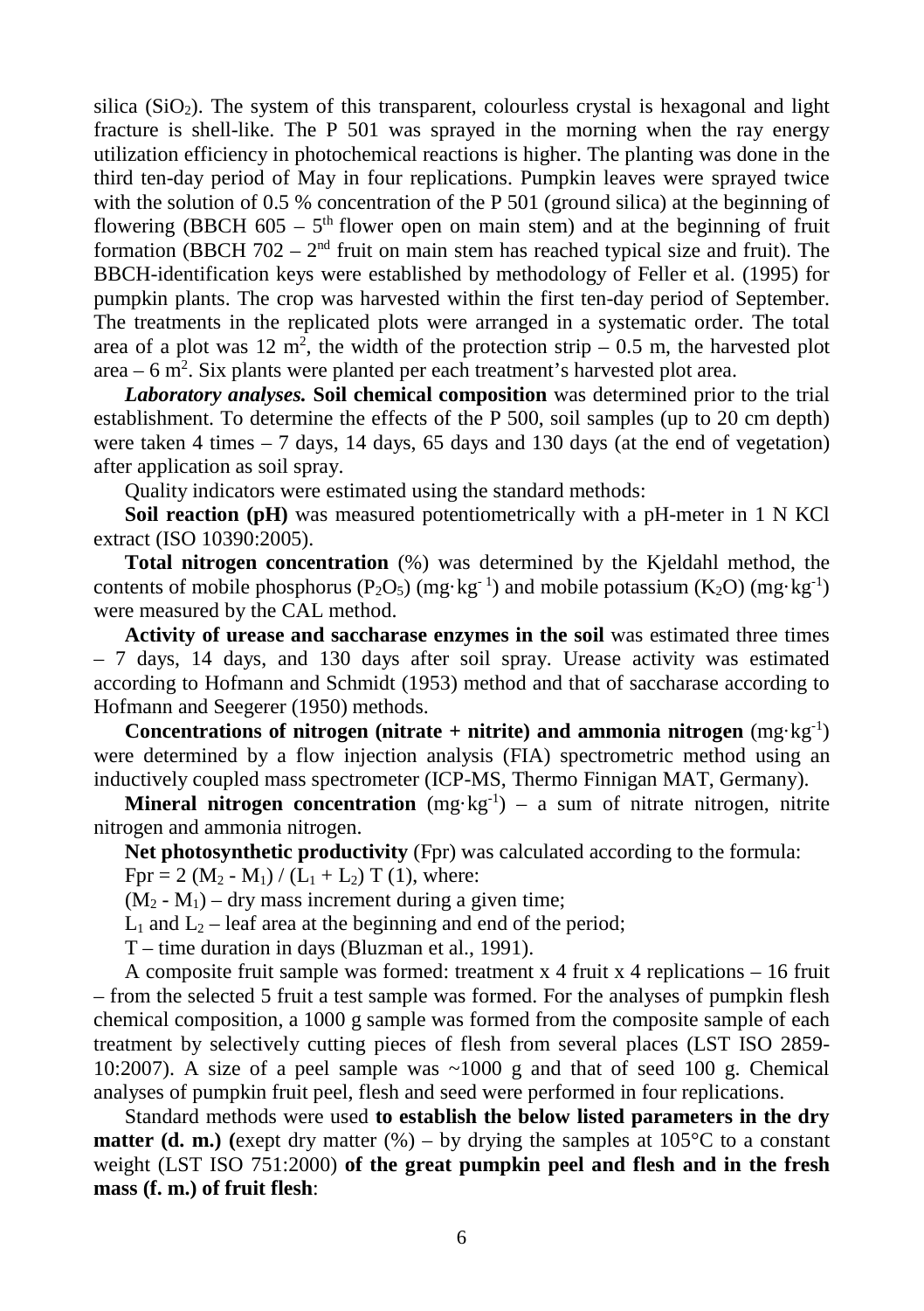silica ($SiO_2$). The system of this transparent, colourless crystal is hexagonal and light fracture is shell-like. The P 501 was sprayed in the morning when the ray energy utilization efficiency in photochemical reactions is higher. The planting was done in the third ten-day period of May in four replications. Pumpkin leaves were sprayed twice with the solution of 0.5 % concentration of the P 501 (ground silica) at the beginning of flowering (BBCH 605 – $5^{th}$ flower open on main stem) and at the beginning of fruit formation (BBCH 702 – $2^{nd}$ fruit on main stem has reached typical size and fruit). The BBCH-identification keys were established by methodology of Feller et al. (1995) for pumpkin plants. The crop was harvested within the first ten-day period of September. The treatments in the replicated plots were arranged in a systematic order. The total area of a plot was 12 $m^2$, the width of the protection strip – 0.5 m, the harvested plot area – 6 $m^2$. Six plants were planted per each treatment's harvested plot area.

***Laboratory analyses.*** **Soil chemical composition** was determined prior to the trial establishment. To determine the effects of the P 500, soil samples (up to 20 cm depth) were taken 4 times – 7 days, 14 days, 65 days and 130 days (at the end of vegetation) after application as soil spray.

Quality indicators were estimated using the standard methods:

**Soil reaction (pH)** was measured potentiometrically with a pH-meter in 1 N KCl extract (ISO 10390:2005).

**Total nitrogen concentration** (%) was determined by the Kjeldahl method, the contents of mobile phosphorus ($P_2O_5$) ($mg \cdot kg^{-1}$) and mobile potassium ($K_2O$) ($mg \cdot kg^{-1}$) were measured by the CAL method.

**Activity of urease and saccharase enzymes in the soil** was estimated three times – 7 days, 14 days, and 130 days after soil spray. Urease activity was estimated according to Hofmann and Schmidt (1953) method and that of saccharase according to Hofmann and Seegerer (1950) methods.

**Concentrations of nitrogen (nitrate + nitrite) and ammonia nitrogen** ($mg \cdot kg^{-1}$) were determined by a flow injection analysis (FIA) spectrometric method using an inductively coupled mass spectrometer (ICP-MS, Thermo Finnigan MAT, Germany).

**Mineral nitrogen concentration** ($mg \cdot kg^{-1}$) – a sum of nitrate nitrogen, nitrite nitrogen and ammonia nitrogen.

**Net photosynthetic productivity** (Fpr) was calculated according to the formula:

$Fpr = 2\,(M_2 - M_1) / (L_1 + L_2)\,T$ (1), where:

$(M_2 - M_1)$ – dry mass increment during a given time;

$L_1$ and $L_2$ – leaf area at the beginning and end of the period;

T – time duration in days (Bluzman et al., 1991).

A composite fruit sample was formed: treatment x 4 fruit x 4 replications – 16 fruit – from the selected 5 fruit a test sample was formed. For the analyses of pumpkin flesh chemical composition, a 1000 g sample was formed from the composite sample of each treatment by selectively cutting pieces of flesh from several places (LST ISO 2859-10:2007). A size of a peel sample was ~1000 g and that of seed 100 g. Chemical analyses of pumpkin fruit peel, flesh and seed were performed in four replications.

Standard methods were used **to establish the below listed parameters in the dry matter (d. m.) (**exept dry matter (%) – by drying the samples at 105°C to a constant weight (LST ISO 751:2000) **of the great pumpkin peel and flesh and in the fresh mass (f. m.) of fruit flesh**: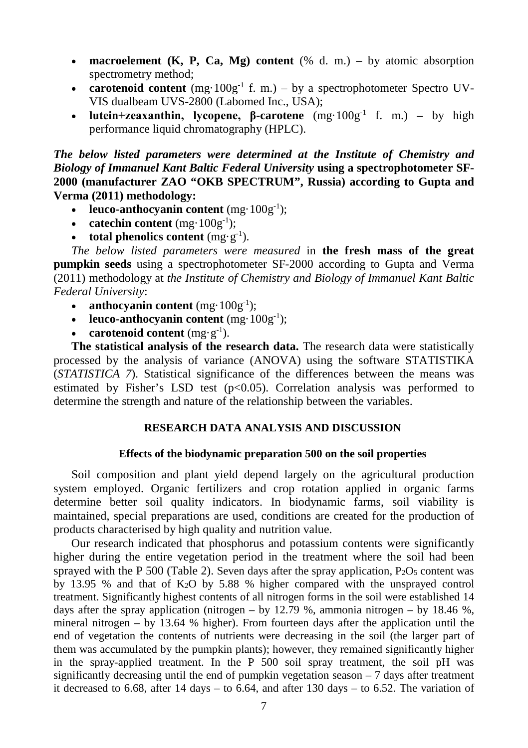- **macroelement (K, P, Ca, Mg) content** (% d. m.) – by atomic absorption spectrometry method;
- **carotenoid content** (mg·100g$^{-1}$ f. m.) – by a spectrophotometer Spectro UV-VIS dualbeam UVS-2800 (Labomed Inc., USA);
- **lutein+zeaxanthin, lycopene, β-carotene** (mg·100g$^{-1}$ f. m.) – by high performance liquid chromatography (HPLC).

***The below listed parameters were determined at the Institute of Chemistry and Biology of Immanuel Kant Baltic Federal University*** **using a spectrophotometer SF-2000 (manufacturer ZAO "OKB SPECTRUM", Russia) according to Gupta and Verma (2011) methodology:**

- **leuco-anthocyanin content** (mg·100g$^{-1}$);
- **catechin content** (mg·100g$^{-1}$);
- **total phenolics content** (mg·g$^{-1}$).

*The below listed parameters were measured* in **the fresh mass of the great pumpkin seeds** using a spectrophotometer SF-2000 according to Gupta and Verma (2011) methodology at *the Institute of Chemistry and Biology of Immanuel Kant Baltic Federal University*:

- **anthocyanin content** (mg·100g$^{-1}$);
- **leuco-anthocyanin content** (mg·100g$^{-1}$);
- **carotenoid content** (mg·g$^{-1}$).

**The statistical analysis of the research data.** The research data were statistically processed by the analysis of variance (ANOVA) using the software STATISTIKA (*STATISTICA 7*). Statistical significance of the differences between the means was estimated by Fisher's LSD test ($p<0.05$). Correlation analysis was performed to determine the strength and nature of the relationship between the variables.

## RESEARCH DATA ANALYSIS AND DISCUSSION

### Effects of the biodynamic preparation 500 on the soil properties

Soil composition and plant yield depend largely on the agricultural production system employed. Organic fertilizers and crop rotation applied in organic farms determine better soil quality indicators. In biodynamic farms, soil viability is maintained, special preparations are used, conditions are created for the production of products characterised by high quality and nutrition value.

Our research indicated that phosphorus and potassium contents were significantly higher during the entire vegetation period in the treatment where the soil had been sprayed with the P 500 (Table 2). Seven days after the spray application, $P_2O_5$ content was by 13.95 % and that of $K_2O$ by 5.88 % higher compared with the unsprayed control treatment. Significantly highest contents of all nitrogen forms in the soil were established 14 days after the spray application (nitrogen – by 12.79 %, ammonia nitrogen – by 18.46 %, mineral nitrogen – by 13.64 % higher). From fourteen days after the application until the end of vegetation the contents of nutrients were decreasing in the soil (the larger part of them was accumulated by the pumpkin plants); however, they remained significantly higher in the spray-applied treatment. In the P 500 soil spray treatment, the soil pH was significantly decreasing until the end of pumpkin vegetation season – 7 days after treatment it decreased to 6.68, after 14 days – to 6.64, and after 130 days – to 6.52. The variation of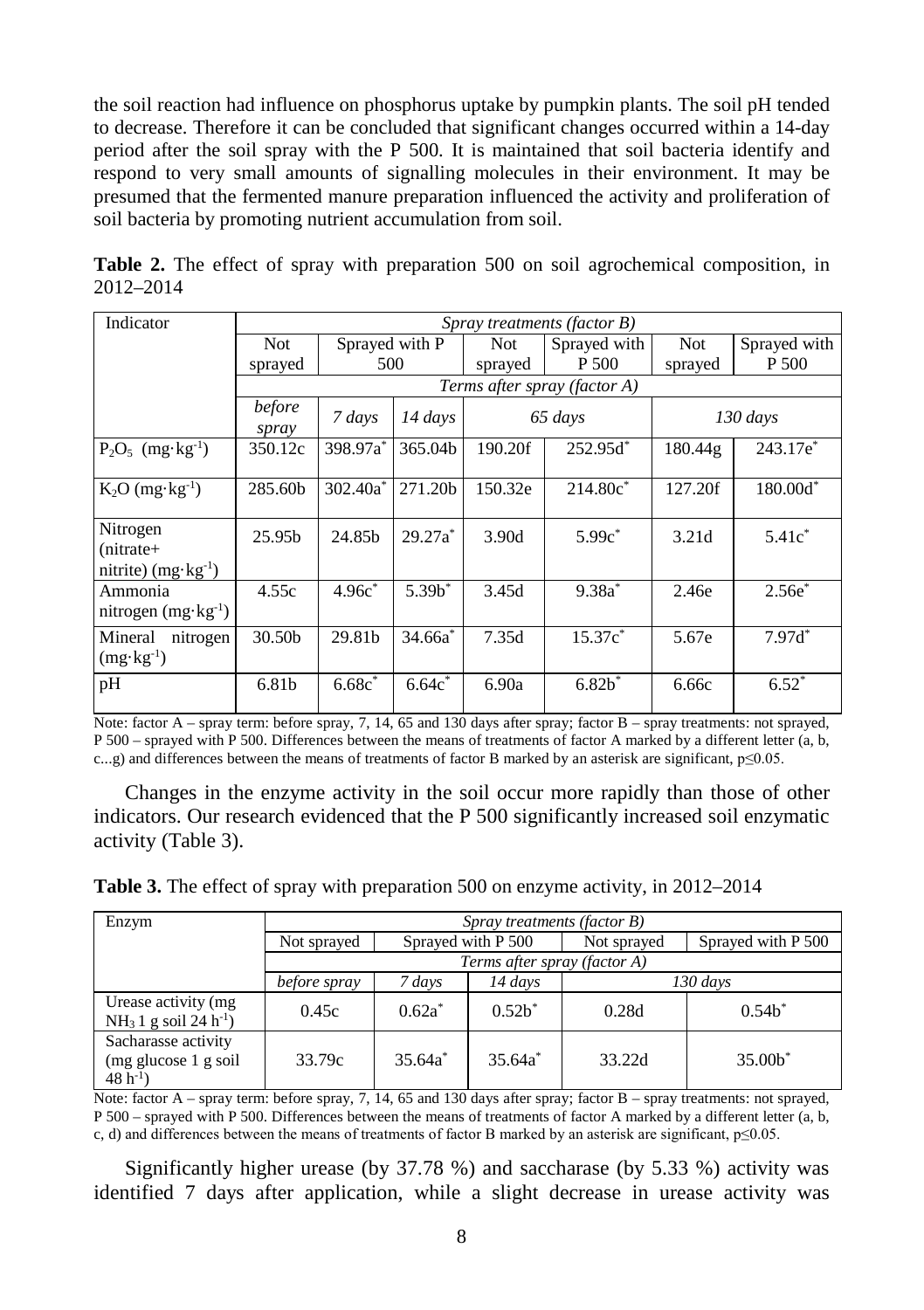the soil reaction had influence on phosphorus uptake by pumpkin plants. The soil pH tended to decrease. Therefore it can be concluded that significant changes occurred within a 14-day period after the soil spray with the P 500. It is maintained that soil bacteria identify and respond to very small amounts of signalling molecules in their environment. It may be presumed that the fermented manure preparation influenced the activity and proliferation of soil bacteria by promoting nutrient accumulation from soil.

**Table 2.** The effect of spray with preparation 500 on soil agrochemical composition, in 2012–2014

| Indicator | *Spray treatments (factor B)* | | | | | | |
|---|---|---|---|---|---|---|---|
| | Not sprayed | Sprayed with P 500 | | Not sprayed | Sprayed with P 500 | Not sprayed | Sprayed with P 500 |
| | *Terms after spray (factor A)* | | | | | | |
| | *before spray* | *7 days* | *14 days* | *65 days* | | *130 days* | |
| $P_2O_5$ ($mg \cdot kg^{-1}$) | 350.12c | 398.97a* | 365.04b | 190.20f | 252.95d* | 180.44g | 243.17e* |
| $K_2O$ ($mg \cdot kg^{-1}$) | 285.60b | 302.40a* | 271.20b | 150.32e | 214.80c* | 127.20f | 180.00d* |
| Nitrogen (nitrate+ nitrite) ($mg \cdot kg^{-1}$) | 25.95b | 24.85b | 29.27a* | 3.90d | 5.99c* | 3.21d | 5.41c* |
| Ammonia nitrogen ($mg \cdot kg^{-1}$) | 4.55c | 4.96c* | 5.39b* | 3.45d | 9.38a* | 2.46e | 2.56e* |
| Mineral nitrogen ($mg \cdot kg^{-1}$) | 30.50b | 29.81b | 34.66a* | 7.35d | 15.37c* | 5.67e | 7.97d* |
| pH | 6.81b | 6.68c* | 6.64c* | 6.90a | 6.82b* | 6.66c | 6.52* |

Note: factor A – spray term: before spray, 7, 14, 65 and 130 days after spray; factor B – spray treatments: not sprayed, P 500 – sprayed with P 500. Differences between the means of treatments of factor A marked by a different letter (a, b, c...g) and differences between the means of treatments of factor B marked by an asterisk are significant, $p \leq 0.05$.

Changes in the enzyme activity in the soil occur more rapidly than those of other indicators. Our research evidenced that the P 500 significantly increased soil enzymatic activity (Table 3).

**Table 3.** The effect of spray with preparation 500 on enzyme activity, in 2012–2014

| Enzym | *Spray treatments (factor B)* | | | | |
|---|---|---|---|---|---|
| | Not sprayed | Sprayed with P 500 | | Not sprayed | Sprayed with P 500 |
| | *Terms after spray (factor A)* | | | | |
| | *before spray* | *7 days* | *14 days* | *130 days* | |
| Urease activity (mg $NH_3$ 1 g soil 24 $h^{-1}$) | 0.45c | 0.62a* | 0.52b* | 0.28d | 0.54b* |
| Sacharasse activity (mg glucose 1 g soil 48 $h^{-1}$) | 33.79c | 35.64a* | 35.64a* | 33.22d | 35.00b* |

Note: factor A – spray term: before spray, 7, 14, 65 and 130 days after spray; factor B – spray treatments: not sprayed, P 500 – sprayed with P 500. Differences between the means of treatments of factor A marked by a different letter (a, b, c, d) and differences between the means of treatments of factor B marked by an asterisk are significant, $p \leq 0.05$.

Significantly higher urease (by 37.78 %) and saccharase (by 5.33 %) activity was identified 7 days after application, while a slight decrease in urease activity was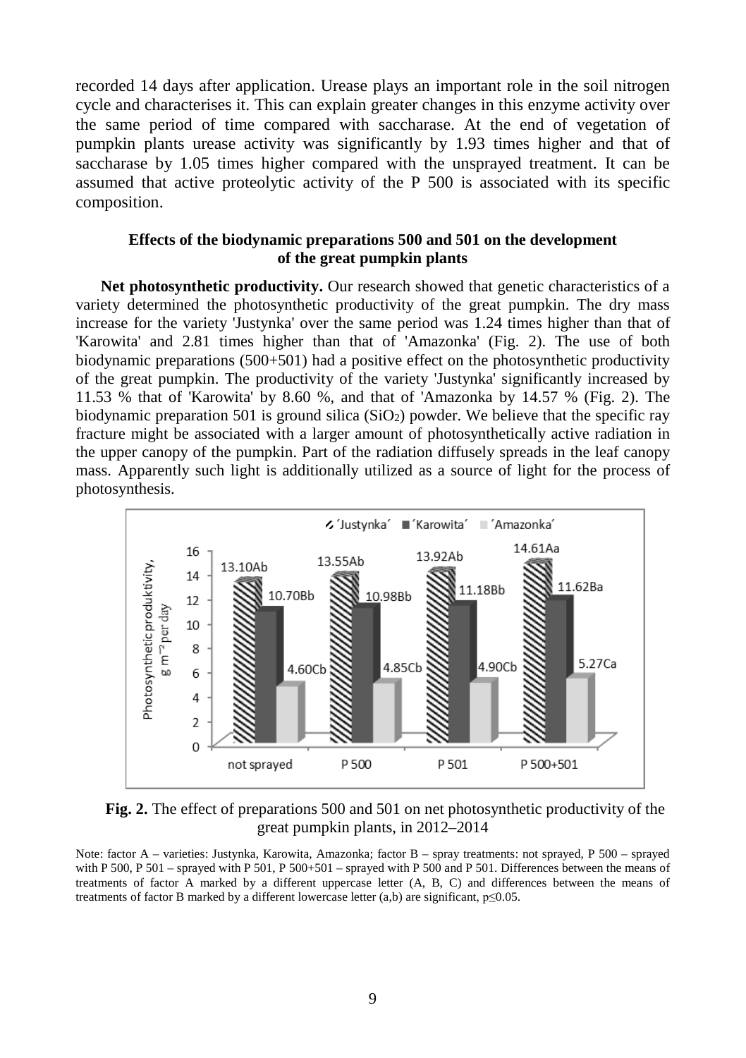recorded 14 days after application. Urease plays an important role in the soil nitrogen cycle and characterises it. This can explain greater changes in this enzyme activity over the same period of time compared with saccharase. At the end of vegetation of pumpkin plants urease activity was significantly by 1.93 times higher and that of saccharase by 1.05 times higher compared with the unsprayed treatment. It can be assumed that active proteolytic activity of the P 500 is associated with its specific composition.

### Effects of the biodynamic preparations 500 and 501 on the development of the great pumpkin plants

**Net photosynthetic productivity.** Our research showed that genetic characteristics of a variety determined the photosynthetic productivity of the great pumpkin. The dry mass increase for the variety 'Justynka' over the same period was 1.24 times higher than that of 'Karowita' and 2.81 times higher than that of 'Amazonka' (Fig. 2). The use of both biodynamic preparations (500+501) had a positive effect on the photosynthetic productivity of the great pumpkin. The productivity of the variety 'Justynka' significantly increased by 11.53 % that of 'Karowita' by 8.60 %, and that of 'Amazonka by 14.57 % (Fig. 2). The biodynamic preparation 501 is ground silica ($SiO_2$) powder. We believe that the specific ray fracture might be associated with a larger amount of photosynthetically active radiation in the upper canopy of the pumpkin. Part of the radiation diffusely spreads in the leaf canopy mass. Apparently such light is additionally utilized as a source of light for the process of photosynthesis.

| Treatment | 'Justynka' | 'Karowita' | 'Amazonka' |
|---|---|---|---|
| not sprayed | 13.10Ab | 10.70Bb | 4.60Cb |
| P 500 | 13.55Ab | 10.98Bb | 4.85Cb |
| P 501 | 13.92Ab | 11.18Bb | 4.90Cb |
| P 500+501 | 14.61Aa | 11.62Ba | 5.27Ca |

Photosynthetic produktivity, g m$^{-2}$ per day

**Fig. 2.** The effect of preparations 500 and 501 on net photosynthetic productivity of the great pumpkin plants, in 2012–2014

Note: factor A – varieties: Justynka, Karowita, Amazonka; factor B – spray treatments: not sprayed, P 500 – sprayed with P 500, P 501 – sprayed with P 501, P 500+501 – sprayed with P 500 and P 501. Differences between the means of treatments of factor A marked by a different uppercase letter (A, B, C) and differences between the means of treatments of factor B marked by a different lowercase letter (a,b) are significant, $p \leq 0.05$.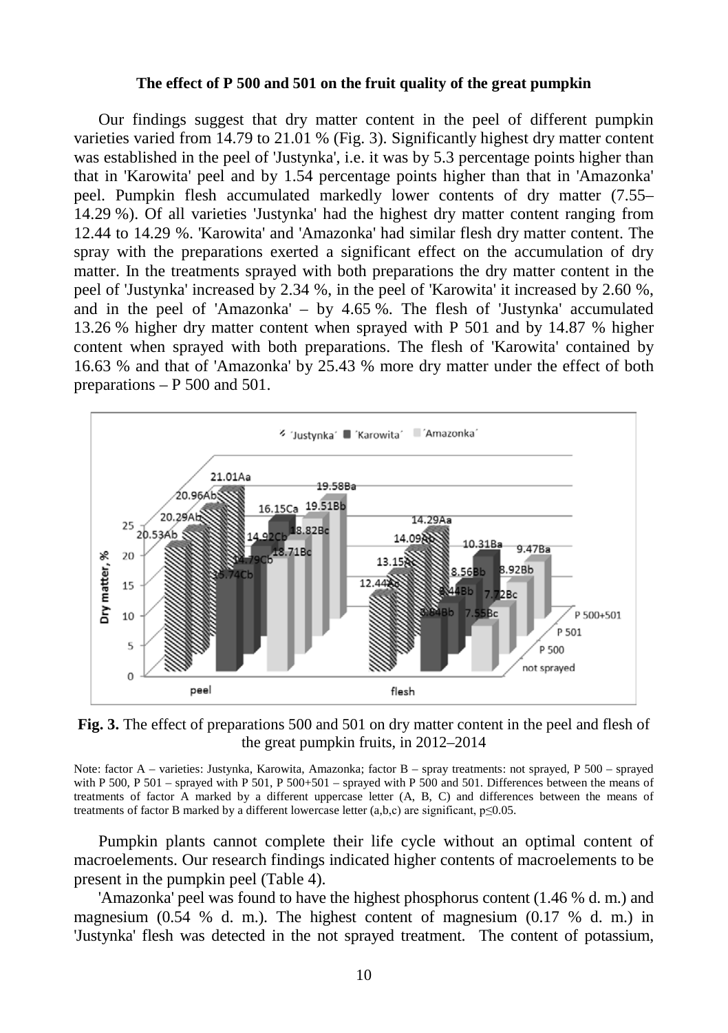**The effect of P 500 and 501 on the fruit quality of the great pumpkin**

Our findings suggest that dry matter content in the peel of different pumpkin varieties varied from 14.79 to 21.01 % (Fig. 3). Significantly highest dry matter content was established in the peel of 'Justynka', i.e. it was by 5.3 percentage points higher than that in 'Karowita' peel and by 1.54 percentage points higher than that in 'Amazonka' peel. Pumpkin flesh accumulated markedly lower contents of dry matter (7.55–14.29 %). Of all varieties 'Justynka' had the highest dry matter content ranging from 12.44 to 14.29 %. 'Karowita' and 'Amazonka' had similar flesh dry matter content. The spray with the preparations exerted a significant effect on the accumulation of dry matter. In the treatments sprayed with both preparations the dry matter content in the peel of 'Justynka' increased by 2.34 %, in the peel of 'Karowita' it increased by 2.60 %, and in the peel of 'Amazonka' – by 4.65 %. The flesh of 'Justynka' accumulated 13.26 % higher dry matter content when sprayed with P 501 and by 14.87 % higher content when sprayed with both preparations. The flesh of 'Karowita' contained by 16.63 % and that of 'Amazonka' by 25.43 % more dry matter under the effect of both preparations – P 500 and 501.

**Fig. 3.** The effect of preparations 500 and 501 on dry matter content in the peel and flesh of the great pumpkin fruits, in 2012–2014

Note: factor A – varieties: Justynka, Karowita, Amazonka; factor B – spray treatments: not sprayed, P 500 – sprayed with P 500, P 501 – sprayed with P 501, P 500+501 – sprayed with P 500 and 501. Differences between the means of treatments of factor A marked by a different uppercase letter (A, B, C) and differences between the means of treatments of factor B marked by a different lowercase letter (a,b,c) are significant, p≤0.05.

Pumpkin plants cannot complete their life cycle without an optimal content of macroelements. Our research findings indicated higher contents of macroelements to be present in the pumpkin peel (Table 4).

'Amazonka' peel was found to have the highest phosphorus content (1.46 % d. m.) and magnesium (0.54 % d. m.). The highest content of magnesium (0.17 % d. m.) in 'Justynka' flesh was detected in the not sprayed treatment. The content of potassium,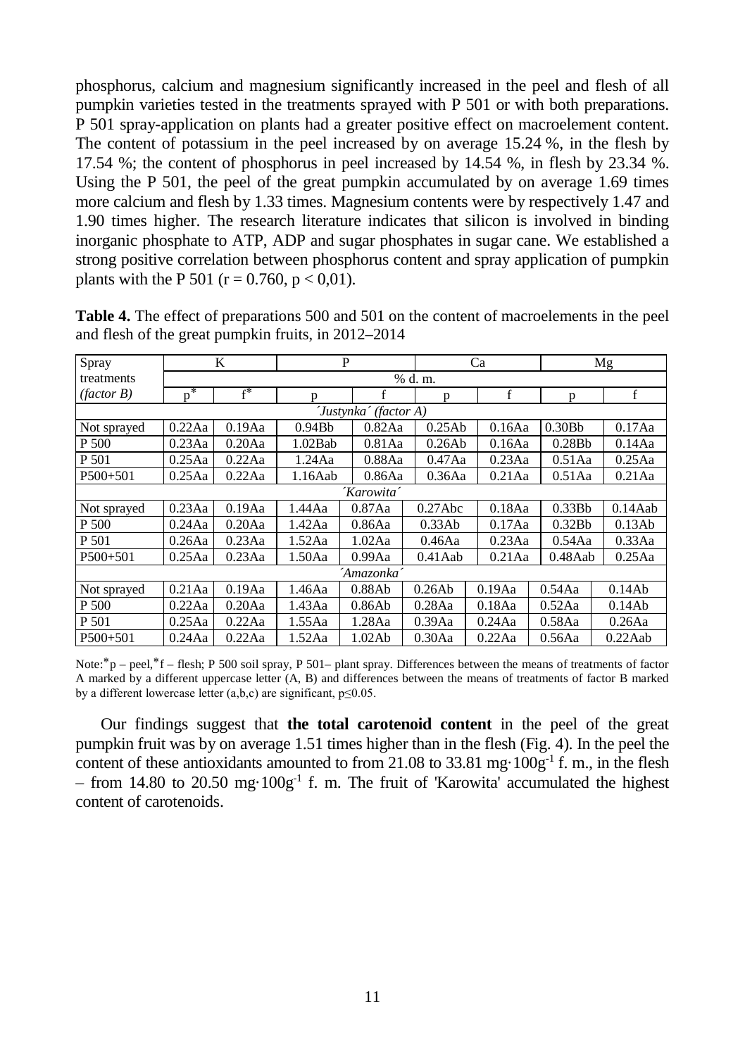phosphorus, calcium and magnesium significantly increased in the peel and flesh of all pumpkin varieties tested in the treatments sprayed with P 501 or with both preparations. P 501 spray-application on plants had a greater positive effect on macroelement content. The content of potassium in the peel increased by on average 15.24 %, in the flesh by 17.54 %; the content of phosphorus in peel increased by 14.54 %, in flesh by 23.34 %. Using the P 501, the peel of the great pumpkin accumulated by on average 1.69 times more calcium and flesh by 1.33 times. Magnesium contents were by respectively 1.47 and 1.90 times higher. The research literature indicates that silicon is involved in binding inorganic phosphate to ATP, ADP and sugar phosphates in sugar cane. We established a strong positive correlation between phosphorus content and spray application of pumpkin plants with the P 501 ($r = 0.760$, $p < 0,01$).

**Table 4.** The effect of preparations 500 and 501 on the content of macroelements in the peel and flesh of the great pumpkin fruits, in 2012–2014

| Spray treatments *(factor B)* | K | | P | | Ca | | Mg | |
|---|---|---|---|---|---|---|---|---|
| | % d. m. | | | | | | | |
| | p* | f* | p | f | p | f | p | f |
| *´Justynka´ (factor A)* | | | | | | | | |
| Not sprayed | 0.22Aa | 0.19Aa | 0.94Bb | 0.82Aa | 0.25Ab | 0.16Aa | 0.30Bb | 0.17Aa |
| P 500 | 0.23Aa | 0.20Aa | 1.02Bab | 0.81Aa | 0.26Ab | 0.16Aa | 0.28Bb | 0.14Aa |
| P 501 | 0.25Aa | 0.22Aa | 1.24Aa | 0.88Aa | 0.47Aa | 0.23Aa | 0.51Aa | 0.25Aa |
| P500+501 | 0.25Aa | 0.22Aa | 1.16Aab | 0.86Aa | 0.36Aa | 0.21Aa | 0.51Aa | 0.21Aa |
| *´Karowita´* | | | | | | | | |
| Not sprayed | 0.23Aa | 0.19Aa | 1.44Aa | 0.87Aa | 0.27Abc | 0.18Aa | 0.33Bb | 0.14Aab |
| P 500 | 0.24Aa | 0.20Aa | 1.42Aa | 0.86Aa | 0.33Ab | 0.17Aa | 0.32Bb | 0.13Ab |
| P 501 | 0.26Aa | 0.23Aa | 1.52Aa | 1.02Aa | 0.46Aa | 0.23Aa | 0.54Aa | 0.33Aa |
| P500+501 | 0.25Aa | 0.23Aa | 1.50Aa | 0.99Aa | 0.41Aab | 0.21Aa | 0.48Aab | 0.25Aa |
| *´Amazonka´* | | | | | | | | |
| Not sprayed | 0.21Aa | 0.19Aa | 1.46Aa | 0.88Ab | 0.26Ab | 0.19Aa | 0.54Aa | 0.14Ab |
| P 500 | 0.22Aa | 0.20Aa | 1.43Aa | 0.86Ab | 0.28Aa | 0.18Aa | 0.52Aa | 0.14Ab |
| P 501 | 0.25Aa | 0.22Aa | 1.55Aa | 1.28Aa | 0.39Aa | 0.24Aa | 0.58Aa | 0.26Aa |
| P500+501 | 0.24Aa | 0.22Aa | 1.52Aa | 1.02Ab | 0.30Aa | 0.22Aa | 0.56Aa | 0.22Aab |

Note:*p – peel,*f – flesh; P 500 soil spray, P 501– plant spray. Differences between the means of treatments of factor A marked by a different uppercase letter (A, B) and differences between the means of treatments of factor B marked by a different lowercase letter (a,b,c) are significant, $p \leq 0.05$.

Our findings suggest that **the total carotenoid content** in the peel of the great pumpkin fruit was by on average 1.51 times higher than in the flesh (Fig. 4). In the peel the content of these antioxidants amounted to from 21.08 to 33.81 $mg \cdot 100g^{-1}$ f. m., in the flesh – from 14.80 to 20.50 $mg \cdot 100g^{-1}$ f. m. The fruit of 'Karowita' accumulated the highest content of carotenoids.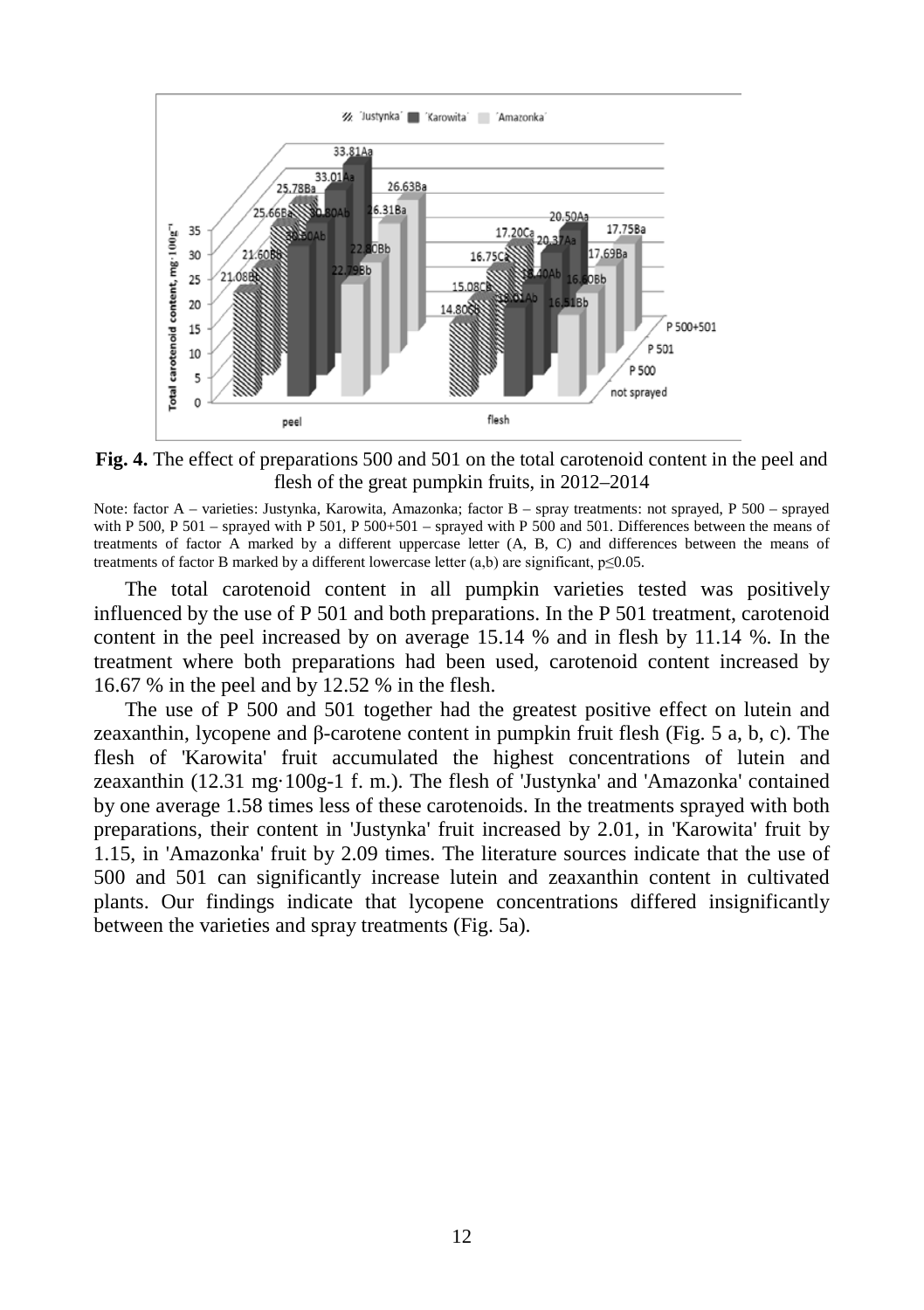**Fig. 4.** The effect of preparations 500 and 501 on the total carotenoid content in the peel and flesh of the great pumpkin fruits, in 2012–2014

Note: factor A – varieties: Justynka, Karowita, Amazonka; factor B – spray treatments: not sprayed, P 500 – sprayed with P 500, P 501 – sprayed with P 501, P 500+501 – sprayed with P 500 and 501. Differences between the means of treatments of factor A marked by a different uppercase letter (A, B, C) and differences between the means of treatments of factor B marked by a different lowercase letter (a,b) are significant, $p \leq 0.05$.

The total carotenoid content in all pumpkin varieties tested was positively influenced by the use of P 501 and both preparations. In the P 501 treatment, carotenoid content in the peel increased by on average 15.14 % and in flesh by 11.14 %. In the treatment where both preparations had been used, carotenoid content increased by 16.67 % in the peel and by 12.52 % in the flesh.

The use of P 500 and 501 together had the greatest positive effect on lutein and zeaxanthin, lycopene and β-carotene content in pumpkin fruit flesh (Fig. 5 a, b, c). The flesh of 'Karowita' fruit accumulated the highest concentrations of lutein and zeaxanthin (12.31 mg·100g-1 f. m.). The flesh of 'Justynka' and 'Amazonka' contained by one average 1.58 times less of these carotenoids. In the treatments sprayed with both preparations, their content in 'Justynka' fruit increased by 2.01, in 'Karowita' fruit by 1.15, in 'Amazonka' fruit by 2.09 times. The literature sources indicate that the use of 500 and 501 can significantly increase lutein and zeaxanthin content in cultivated plants. Our findings indicate that lycopene concentrations differed insignificantly between the varieties and spray treatments (Fig. 5a).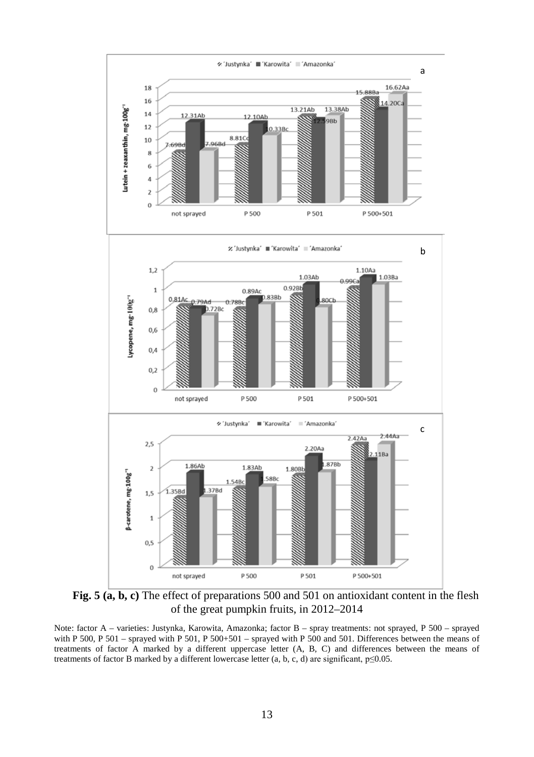**Fig. 5 (a, b, c)** The effect of preparations 500 and 501 on antioxidant content in the flesh of the great pumpkin fruits, in 2012–2014

Note: factor A – varieties: Justynka, Karowita, Amazonka; factor B – spray treatments: not sprayed, P 500 – sprayed with P 500, P 501 – sprayed with P 501, P 500+501 – sprayed with P 500 and 501. Differences between the means of treatments of factor A marked by a different uppercase letter (A, B, C) and differences between the means of treatments of factor B marked by a different lowercase letter (a, b, c, d) are significant, $p \leq 0.05$.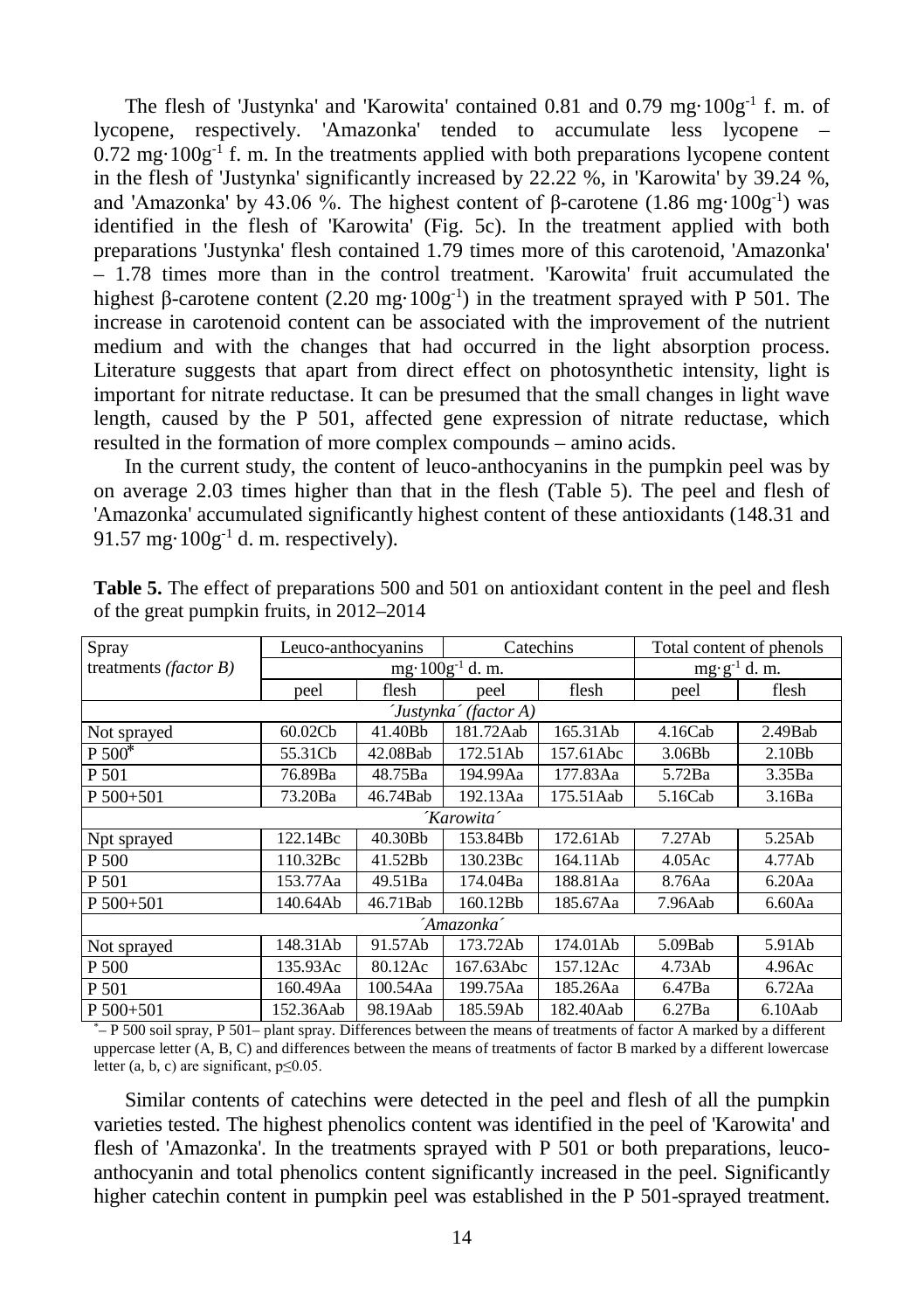The flesh of 'Justynka' and 'Karowita' contained 0.81 and 0.79 mg·100g$^{-1}$ f. m. of lycopene, respectively. 'Amazonka' tended to accumulate less lycopene – 0.72 mg·100g$^{-1}$ f. m. In the treatments applied with both preparations lycopene content in the flesh of 'Justynka' significantly increased by 22.22 %, in 'Karowita' by 39.24 %, and 'Amazonka' by 43.06 %. The highest content of β-carotene (1.86 mg·100g$^{-1}$) was identified in the flesh of 'Karowita' (Fig. 5c). In the treatment applied with both preparations 'Justynka' flesh contained 1.79 times more of this carotenoid, 'Amazonka' – 1.78 times more than in the control treatment. 'Karowita' fruit accumulated the highest β-carotene content (2.20 mg·100g$^{-1}$) in the treatment sprayed with P 501. The increase in carotenoid content can be associated with the improvement of the nutrient medium and with the changes that had occurred in the light absorption process. Literature suggests that apart from direct effect on photosynthetic intensity, light is important for nitrate reductase. It can be presumed that the small changes in light wave length, caused by the P 501, affected gene expression of nitrate reductase, which resulted in the formation of more complex compounds – amino acids.

In the current study, the content of leuco-anthocyanins in the pumpkin peel was by on average 2.03 times higher than that in the flesh (Table 5). The peel and flesh of 'Amazonka' accumulated significantly highest content of these antioxidants (148.31 and 91.57 mg·100g$^{-1}$ d. m. respectively).

**Table 5.** The effect of preparations 500 and 501 on antioxidant content in the peel and flesh of the great pumpkin fruits, in 2012–2014

| Spray treatments *(factor B)* | Leuco-anthocyanins | | Catechins | | Total content of phenols | |
|---|---|---|---|---|---|---|
| | mg·100g$^{-1}$ d. m. | | | | mg·g$^{-1}$ d. m. | |
| | peel | flesh | peel | flesh | peel | flesh |
| *´Justynka´ (factor A)* | | | | | | |
| Not sprayed | 60.02Cb | 41.40Bb | 181.72Aab | 165.31Ab | 4.16Cab | 2.49Bab |
| P 500* | 55.31Cb | 42.08Bab | 172.51Ab | 157.61Abc | 3.06Bb | 2.10Bb |
| P 501 | 76.89Ba | 48.75Ba | 194.99Aa | 177.83Aa | 5.72Ba | 3.35Ba |
| P 500+501 | 73.20Ba | 46.74Bab | 192.13Aa | 175.51Aab | 5.16Cab | 3.16Ba |
| *´Karowita´* | | | | | | |
| Npt sprayed | 122.14Bc | 40.30Bb | 153.84Bb | 172.61Ab | 7.27Ab | 5.25Ab |
| P 500 | 110.32Bc | 41.52Bb | 130.23Bc | 164.11Ab | 4.05Ac | 4.77Ab |
| P 501 | 153.77Aa | 49.51Ba | 174.04Ba | 188.81Aa | 8.76Aa | 6.20Aa |
| P 500+501 | 140.64Ab | 46.71Bab | 160.12Bb | 185.67Aa | 7.96Aab | 6.60Aa |
| *´Amazonka´* | | | | | | |
| Not sprayed | 148.31Ab | 91.57Ab | 173.72Ab | 174.01Ab | 5.09Bab | 5.91Ab |
| P 500 | 135.93Ac | 80.12Ac | 167.63Abc | 157.12Ac | 4.73Ab | 4.96Ac |
| P 501 | 160.49Aa | 100.54Aa | 199.75Aa | 185.26Aa | 6.47Ba | 6.72Aa |
| P 500+501 | 152.36Aab | 98.19Aab | 185.59Ab | 182.40Aab | 6.27Ba | 6.10Aab |

*– P 500 soil spray, P 501– plant spray. Differences between the means of treatments of factor A marked by a different uppercase letter (A, B, C) and differences between the means of treatments of factor B marked by a different lowercase letter (a, b, c) are significant, $p \leq 0.05$.

Similar contents of catechins were detected in the peel and flesh of all the pumpkin varieties tested. The highest phenolics content was identified in the peel of 'Karowita' and flesh of 'Amazonka'. In the treatments sprayed with P 501 or both preparations, leuco-anthocyanin and total phenolics content significantly increased in the peel. Significantly higher catechin content in pumpkin peel was established in the P 501-sprayed treatment.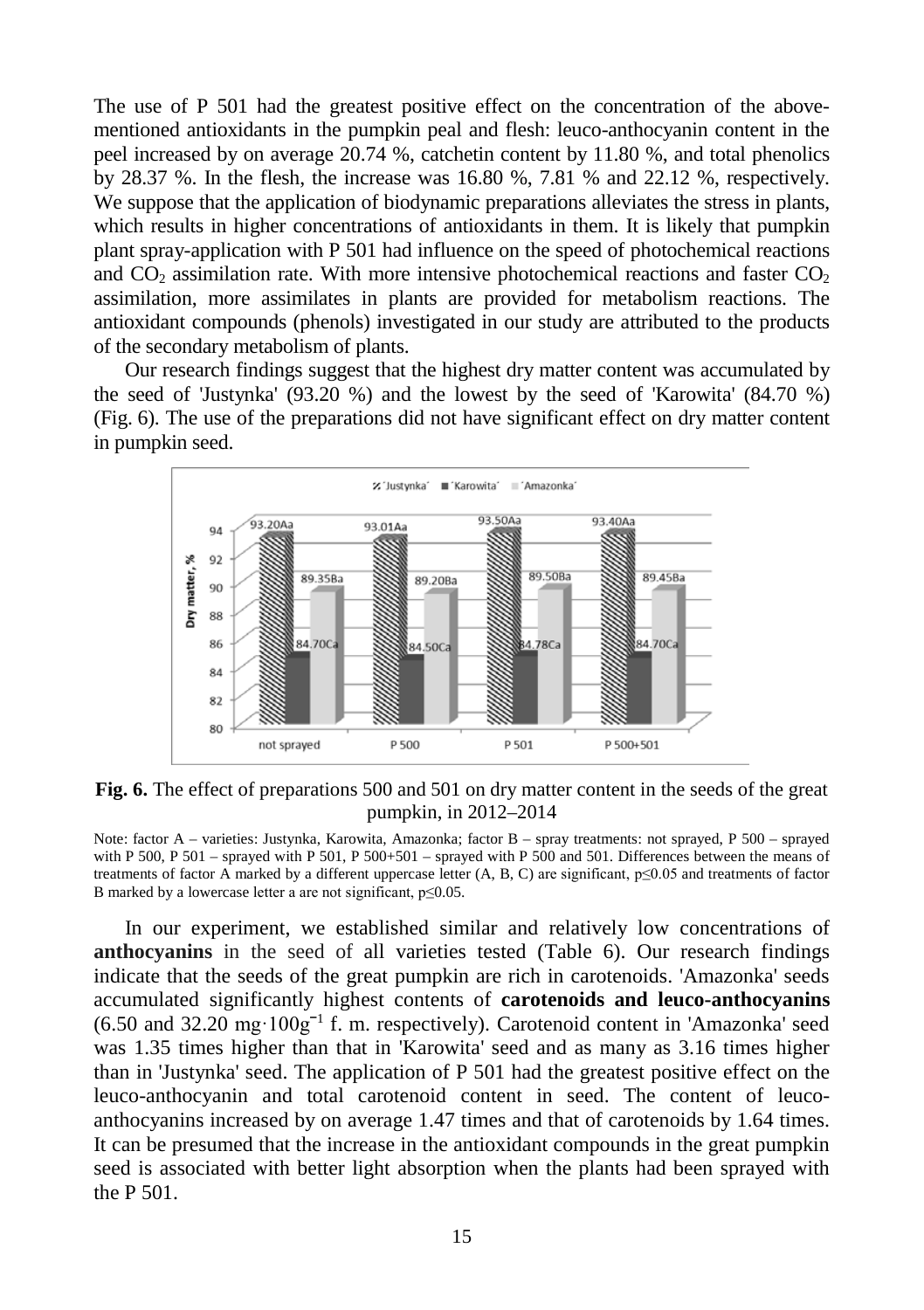The use of P 501 had the greatest positive effect on the concentration of the above-mentioned antioxidants in the pumpkin peal and flesh: leuco-anthocyanin content in the peel increased by on average 20.74 %, catchetin content by 11.80 %, and total phenolics by 28.37 %. In the flesh, the increase was 16.80 %, 7.81 % and 22.12 %, respectively. We suppose that the application of biodynamic preparations alleviates the stress in plants, which results in higher concentrations of antioxidants in them. It is likely that pumpkin plant spray-application with P 501 had influence on the speed of photochemical reactions and $CO_2$ assimilation rate. With more intensive photochemical reactions and faster $CO_2$ assimilation, more assimilates in plants are provided for metabolism reactions. The antioxidant compounds (phenols) investigated in our study are attributed to the products of the secondary metabolism of plants.

Our research findings suggest that the highest dry matter content was accumulated by the seed of 'Justynka' (93.20 %) and the lowest by the seed of 'Karowita' (84.70 %) (Fig. 6). The use of the preparations did not have significant effect on dry matter content in pumpkin seed.

**Fig. 6.** The effect of preparations 500 and 501 on dry matter content in the seeds of the great pumpkin, in 2012–2014

Note: factor A – varieties: Justynka, Karowita, Amazonka; factor B – spray treatments: not sprayed, P 500 – sprayed with P 500, P 501 – sprayed with P 501, P 500+501 – sprayed with P 500 and 501. Differences between the means of treatments of factor A marked by a different uppercase letter (A, B, C) are significant, $p \leq 0.05$ and treatments of factor B marked by a lowercase letter a are not significant, $p \leq 0.05$.

In our experiment, we established similar and relatively low concentrations of **anthocyanins** in the seed of all varieties tested (Table 6). Our research findings indicate that the seeds of the great pumpkin are rich in carotenoids. 'Amazonka' seeds accumulated significantly highest contents of **carotenoids and leuco-anthocyanins** (6.50 and 32.20 $mg \cdot 100g^{-1}$ f. m. respectively). Carotenoid content in 'Amazonka' seed was 1.35 times higher than that in 'Karowita' seed and as many as 3.16 times higher than in 'Justynka' seed. The application of P 501 had the greatest positive effect on the leuco-anthocyanin and total carotenoid content in seed. The content of leuco-anthocyanins increased by on average 1.47 times and that of carotenoids by 1.64 times. It can be presumed that the increase in the antioxidant compounds in the great pumpkin seed is associated with better light absorption when the plants had been sprayed with the P 501.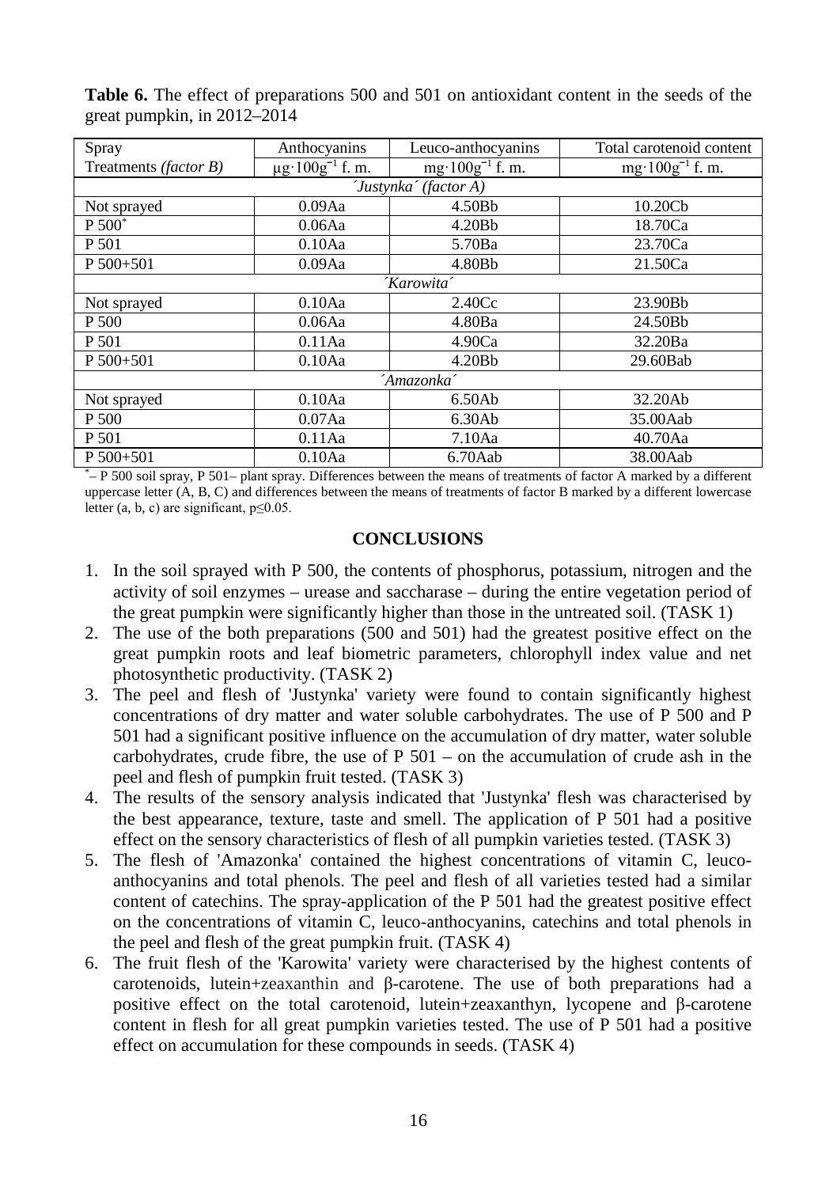**Table 6.** The effect of preparations 500 and 501 on antioxidant content in the seeds of the great pumpkin, in 2012–2014

| Spray Treatments *(factor B)* | Anthocyanins $\mu g \cdot 100g^{-1}$ f. m. | Leuco-anthocyanins $mg \cdot 100g^{-1}$ f. m. | Total carotenoid content $mg \cdot 100g^{-1}$ f. m. |
|---|---|---|---|
| *´Justynka´ (factor A)* | | | |
| Not sprayed | 0.09Aa | 4.50Bb | 10.20Cb |
| P 500* | 0.06Aa | 4.20Bb | 18.70Ca |
| P 501 | 0.10Aa | 5.70Ba | 23.70Ca |
| P 500+501 | 0.09Aa | 4.80Bb | 21.50Ca |
| *´Karowita´* | | | |
| Not sprayed | 0.10Aa | 2.40Cc | 23.90Bb |
| P 500 | 0.06Aa | 4.80Ba | 24.50Bb |
| P 501 | 0.11Aa | 4.90Ca | 32.20Ba |
| P 500+501 | 0.10Aa | 4.20Bb | 29.60Bab |
| *´Amazonka´* | | | |
| Not sprayed | 0.10Aa | 6.50Ab | 32.20Ab |
| P 500 | 0.07Aa | 6.30Ab | 35.00Aab |
| P 501 | 0.11Aa | 7.10Aa | 40.70Aa |
| P 500+501 | 0.10Aa | 6.70Aab | 38.00Aab |

*– P 500 soil spray, P 501– plant spray. Differences between the means of treatments of factor A marked by a different uppercase letter (A, B, C) and differences between the means of treatments of factor B marked by a different lowercase letter (a, b, c) are significant, $p \leq 0.05$.

## CONCLUSIONS

1. In the soil sprayed with P 500, the contents of phosphorus, potassium, nitrogen and the activity of soil enzymes – urease and saccharase – during the entire vegetation period of the great pumpkin were significantly higher than those in the untreated soil. (TASK 1)
2. The use of the both preparations (500 and 501) had the greatest positive effect on the great pumpkin roots and leaf biometric parameters, chlorophyll index value and net photosynthetic productivity. (TASK 2)
3. The peel and flesh of 'Justynka' variety were found to contain significantly highest concentrations of dry matter and water soluble carbohydrates. The use of P 500 and P 501 had a significant positive influence on the accumulation of dry matter, water soluble carbohydrates, crude fibre, the use of P 501 – on the accumulation of crude ash in the peel and flesh of pumpkin fruit tested. (TASK 3)
4. The results of the sensory analysis indicated that 'Justynka' flesh was characterised by the best appearance, texture, taste and smell. The application of P 501 had a positive effect on the sensory characteristics of flesh of all pumpkin varieties tested. (TASK 3)
5. The flesh of 'Amazonka' contained the highest concentrations of vitamin C, leuco-anthocyanins and total phenols. The peel and flesh of all varieties tested had a similar content of catechins. The spray-application of the P 501 had the greatest positive effect on the concentrations of vitamin C, leuco-anthocyanins, catechins and total phenols in the peel and flesh of the great pumpkin fruit. (TASK 4)
6. The fruit flesh of the 'Karowita' variety were characterised by the highest contents of carotenoids, lutein+zeaxanthin and β-carotene. The use of both preparations had a positive effect on the total carotenoid, lutein+zeaxanthyn, lycopene and β-carotene content in flesh for all great pumpkin varieties tested. The use of P 501 had a positive effect on accumulation for these compounds in seeds. (TASK 4)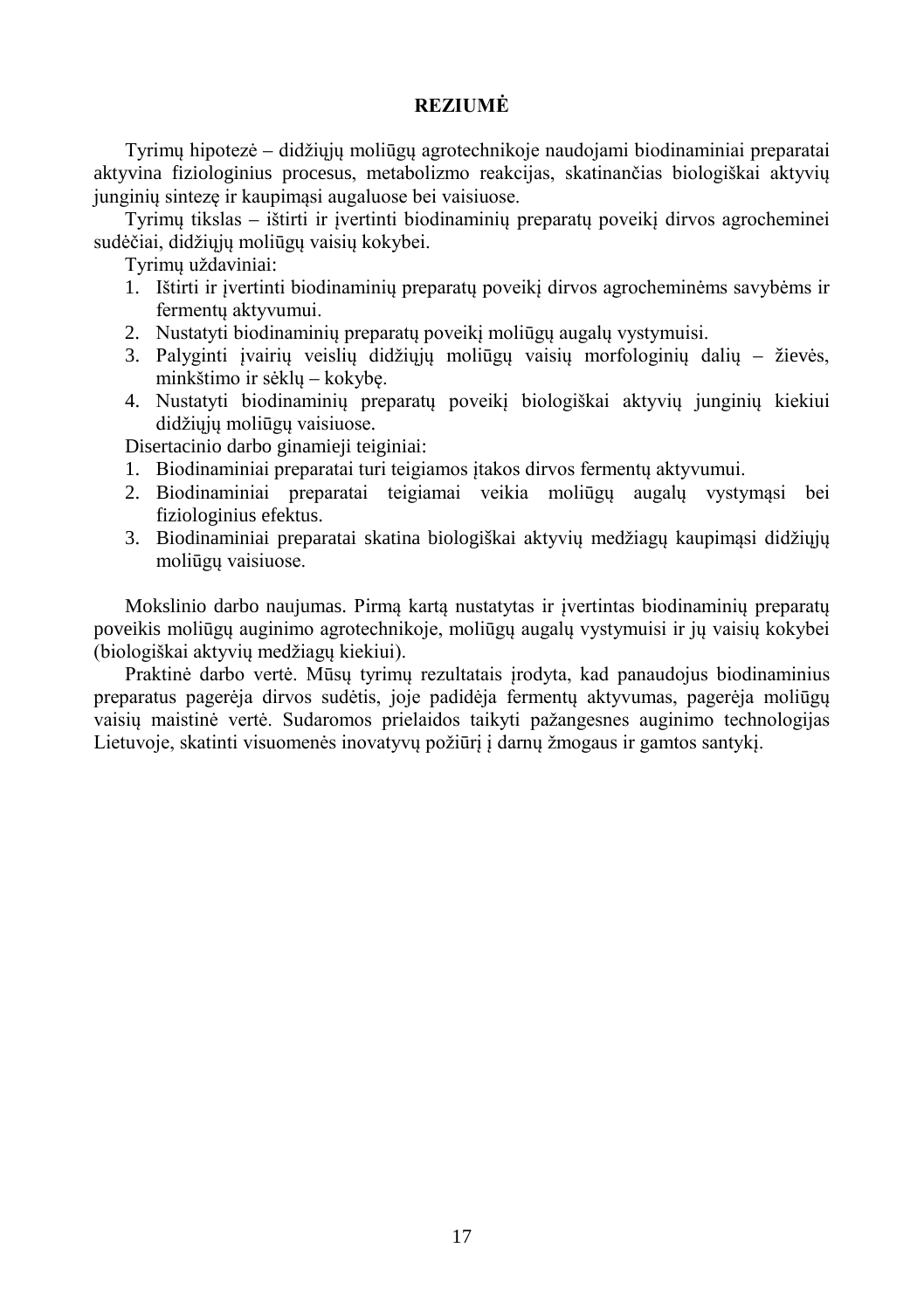# REZIUMĖ

Tyrimų hipotezė – didžiųjų moliūgų agrotechnikoje naudojami biodinaminiai preparatai aktyvina fiziologinius procesus, metabolizmo reakcijas, skatinančias biologiškai aktyvių junginių sintezę ir kaupimąsi augaluose bei vaisiuose.

Tyrimų tikslas – ištirti ir įvertinti biodinaminių preparatų poveikį dirvos agrocheminei sudėčiai, didžiųjų moliūgų vaisių kokybei.

Tyrimų uždaviniai:

1. Ištirti ir įvertinti biodinaminių preparatų poveikį dirvos agrocheminėms savybėms ir fermentų aktyvumui.
2. Nustatyti biodinaminių preparatų poveikį moliūgų augalų vystymuisi.
3. Palyginti įvairių veislių didžiųjų moliūgų vaisių morfologinių dalių – žievės, minkštimo ir sėklų – kokybę.
4. Nustatyti biodinaminių preparatų poveikį biologiškai aktyvių junginių kiekiui didžiųjų moliūgų vaisiuose.

Disertacinio darbo ginamieji teiginiai:

1. Biodinaminiai preparatai turi teigiamos įtakos dirvos fermentų aktyvumui.
2. Biodinaminiai preparatai teigiamai veikia moliūgų augalų vystymąsi bei fiziologinius efektus.
3. Biodinaminiai preparatai skatina biologiškai aktyvių medžiagų kaupimąsi didžiųjų moliūgų vaisiuose.

Mokslinio darbo naujumas. Pirmą kartą nustatytas ir įvertintas biodinaminių preparatų poveikis moliūgų auginimo agrotechnikoje, moliūgų augalų vystymuisi ir jų vaisių kokybei (biologiškai aktyvių medžiagų kiekiui).

Praktinė darbo vertė. Mūsų tyrimų rezultatais įrodyta, kad panaudojus biodinaminius preparatus pagerėja dirvos sudėtis, joje padidėja fermentų aktyvumas, pagerėja moliūgų vaisių maistinė vertė. Sudaromos prielaidos taikyti pažangesnes auginimo technologijas Lietuvoje, skatinti visuomenės inovatyvų požiūrį į darnų žmogaus ir gamtos santykį.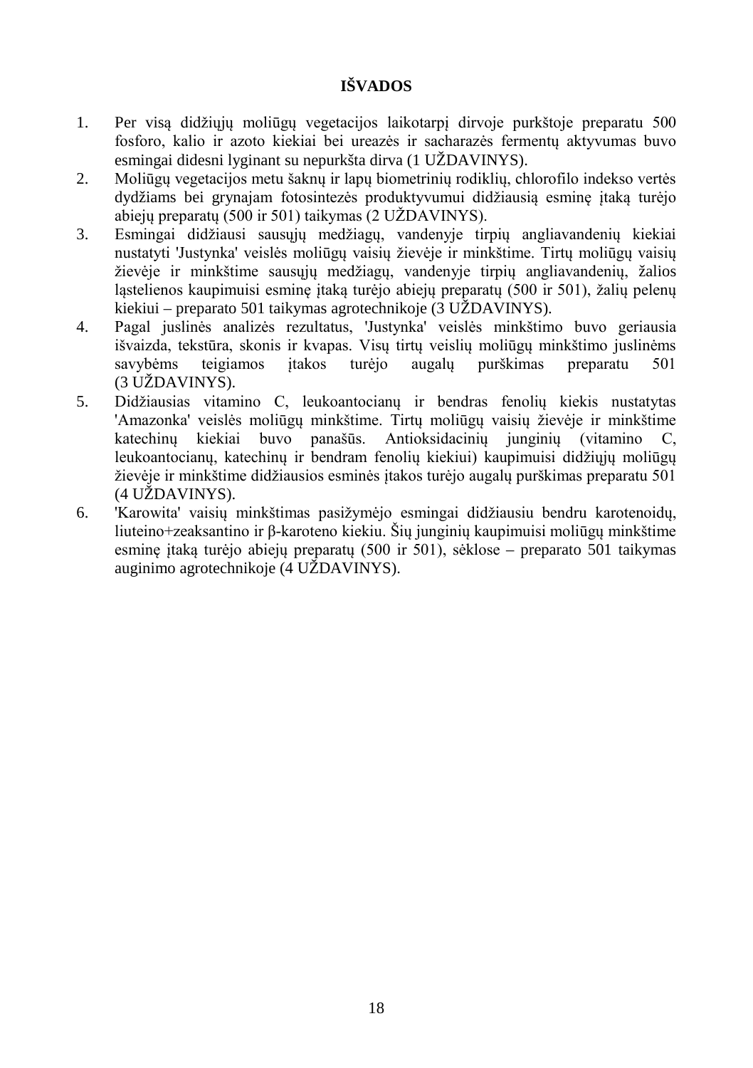# IŠVADOS

1. Per visą didžiųjų moliūgų vegetacijos laikotarpį dirvoje purkštoje preparatu 500 fosforo, kalio ir azoto kiekiai bei ureazės ir sacharazės fermentų aktyvumas buvo esmingai didesni lyginant su nepurkšta dirva (1 UŽDAVINYS).
2. Moliūgų vegetacijos metu šaknų ir lapų biometrinių rodiklių, chlorofilo indekso vertės dydžiams bei grynajam fotosintezės produktyvumui didžiausią esminę įtaką turėjo abiejų preparatų (500 ir 501) taikymas (2 UŽDAVINYS).
3. Esmingai didžiausi sausųjų medžiagų, vandenyje tirpių angliavandenių kiekiai nustatyti 'Justynka' veislės moliūgų vaisių žievėje ir minkštime. Tirtų moliūgų vaisių žievėje ir minkštime sausųjų medžiagų, vandenyje tirpių angliavandenių, žalios ląstelienos kaupimuisi esminę įtaką turėjo abiejų preparatų (500 ir 501), žalių pelenų kiekiui – preparato 501 taikymas agrotechnikoje (3 UŽDAVINYS).
4. Pagal juslinės analizės rezultatus, 'Justynka' veislės minkštimo buvo geriausia išvaizda, tekstūra, skonis ir kvapas. Visų tirtų veislių moliūgų minkštimo juslinėms savybėms teigiamos įtakos turėjo augalų purškimas preparatu 501 (3 UŽDAVINYS).
5. Didžiausias vitamino C, leukoantocianų ir bendras fenolių kiekis nustatytas 'Amazonka' veislės moliūgų minkštime. Tirtų moliūgų vaisių žievėje ir minkštime katechinų kiekiai buvo panašūs. Antioksidacinių junginių (vitamino C, leukoantocianų, katechinų ir bendram fenolių kiekiui) kaupimuisi didžiųjų moliūgų žievėje ir minkštime didžiausios esminės įtakos turėjo augalų purškimas preparatu 501 (4 UŽDAVINYS).
6. 'Karowita' vaisių minkštimas pasižymėjo esmingai didžiausiu bendru karotenoidų, liuteino+zeaksantino ir β-karoteno kiekiu. Šių junginių kaupimuisi moliūgų minkštime esminę įtaką turėjo abiejų preparatų (500 ir 501), sėklose – preparato 501 taikymas auginimo agrotechnikoje (4 UŽDAVINYS).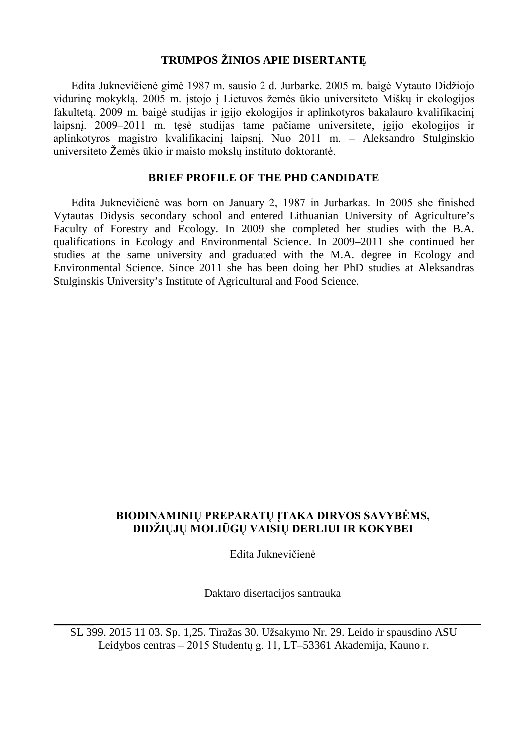## TRUMPOS ŽINIOS APIE DISERTANTĘ

Edita Juknevičienė gimė 1987 m. sausio 2 d. Jurbarke. 2005 m. baigė Vytauto Didžiojo vidurinę mokyklą. 2005 m. įstojo į Lietuvos žemės ūkio universiteto Miškų ir ekologijos fakultetą. 2009 m. baigė studijas ir įgijo ekologijos ir aplinkotyros bakalauro kvalifikacinį laipsnį. 2009–2011 m. tęsė studijas tame pačiame universitete, įgijo ekologijos ir aplinkotyros magistro kvalifikacinį laipsnį. Nuo 2011 m. – Aleksandro Stulginskio universiteto Žemės ūkio ir maisto mokslų instituto doktorantė.

## BRIEF PROFILE OF THE PHD CANDIDATE

Edita Juknevičienė was born on January 2, 1987 in Jurbarkas. In 2005 she finished Vytautas Didysis secondary school and entered Lithuanian University of Agriculture's Faculty of Forestry and Ecology. In 2009 she completed her studies with the B.A. qualifications in Ecology and Environmental Science. In 2009–2011 she continued her studies at the same university and graduated with the M.A. degree in Ecology and Environmental Science. Since 2011 she has been doing her PhD studies at Aleksandras Stulginskis University's Institute of Agricultural and Food Science.

**BIODINAMINIŲ PREPARATŲ ĮTAKA DIRVOS SAVYBĖMS, DIDŽIŲJŲ MOLIŪGŲ VAISIŲ DERLIUI IR KOKYBEI**

Edita Juknevičienė

Daktaro disertacijos santrauka

---

SL 399. 2015 11 03. Sp. 1,25. Tiražas 30. Užsakymo Nr. 29. Leido ir spausdino ASU Leidybos centras – 2015 Studentų g. 11, LT–53361 Akademija, Kauno r.